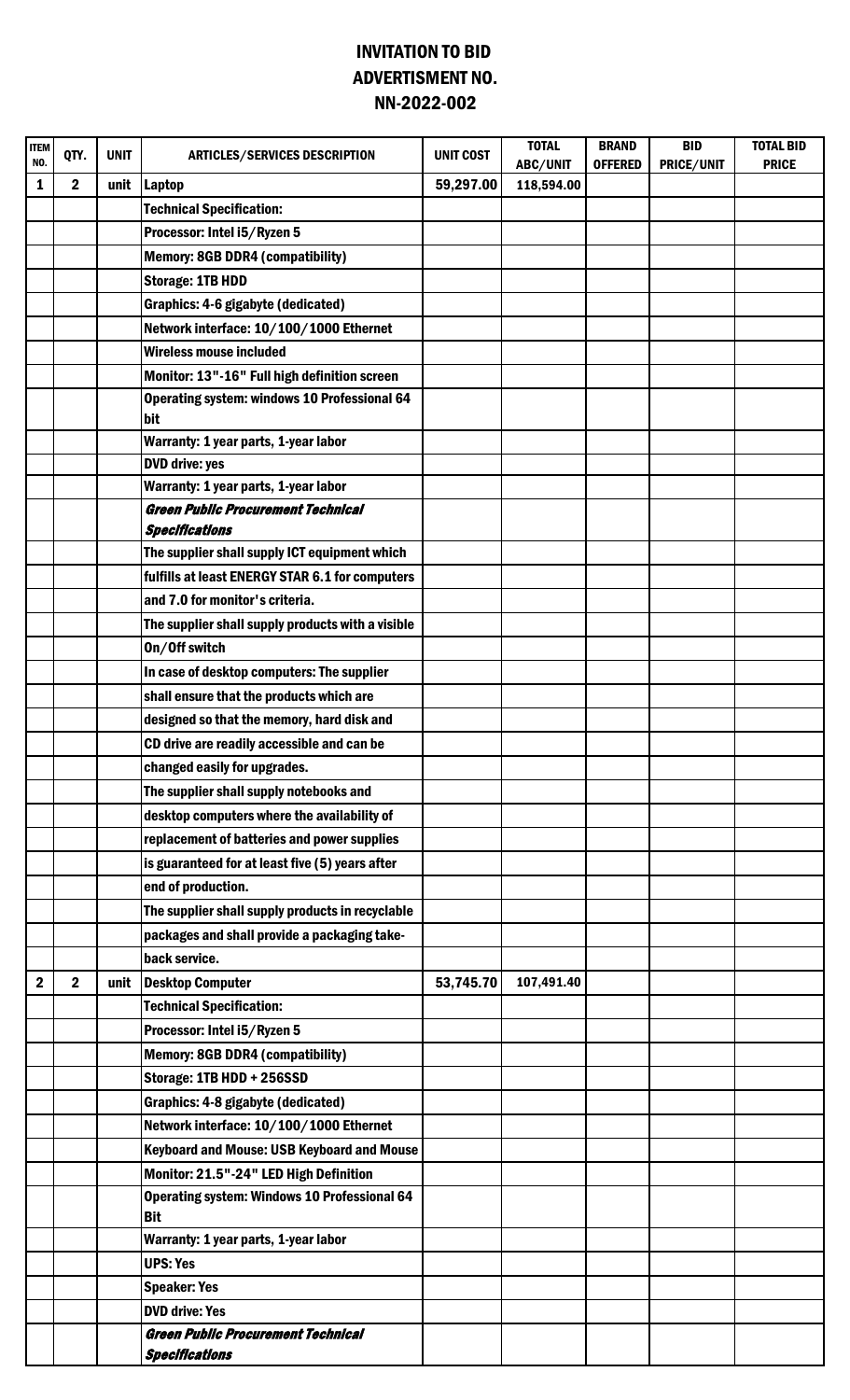# INVITATION TO BID
## ADVERTISMENT NO.
## NN-2022-002

| ITEM NO. | QTY. | UNIT | ARTICLES/SERVICES DESCRIPTION | UNIT COST | TOTAL ABC/UNIT | BRAND OFFERED | BID PRICE/UNIT | TOTAL BID PRICE |
|---|---|---|---|---|---|---|---|---|
| 1 | 2 | unit | Laptop | 59,297.00 | 118,594.00 | | | |
| | | | Technical Specification: | | | | | |
| | | | Processor: Intel i5/Ryzen 5 | | | | | |
| | | | Memory: 8GB DDR4 (compatibility) | | | | | |
| | | | Storage: 1TB HDD | | | | | |
| | | | Graphics: 4-6 gigabyte (dedicated) | | | | | |
| | | | Network interface: 10/100/1000 Ethernet | | | | | |
| | | | Wireless mouse included | | | | | |
| | | | Monitor: 13"-16" Full high definition screen | | | | | |
| | | | Operating system: windows 10 Professional 64 bit | | | | | |
| | | | Warranty: 1 year parts, 1-year labor | | | | | |
| | | | DVD drive: yes | | | | | |
| | | | Warranty: 1 year parts, 1-year labor | | | | | |
| | | | ***Green Public Procurement Technical Specifications*** | | | | | |
| | | | The supplier shall supply ICT equipment which | | | | | |
| | | | fulfills at least ENERGY STAR 6.1 for computers | | | | | |
| | | | and 7.0 for monitor's criteria. | | | | | |
| | | | The supplier shall supply products with a visible | | | | | |
| | | | On/Off switch | | | | | |
| | | | In case of desktop computers: The supplier | | | | | |
| | | | shall ensure that the products which are | | | | | |
| | | | designed so that the memory, hard disk and | | | | | |
| | | | CD drive are readily accessible and can be | | | | | |
| | | | changed easily for upgrades. | | | | | |
| | | | The supplier shall supply notebooks and | | | | | |
| | | | desktop computers where the availability of | | | | | |
| | | | replacement of batteries and power supplies | | | | | |
| | | | is guaranteed for at least five (5) years after | | | | | |
| | | | end of production. | | | | | |
| | | | The supplier shall supply products in recyclable | | | | | |
| | | | packages and shall provide a packaging take- | | | | | |
| | | | back service. | | | | | |
| 2 | 2 | unit | Desktop Computer | 53,745.70 | 107,491.40 | | | |
| | | | Technical Specification: | | | | | |
| | | | Processor: Intel i5/Ryzen 5 | | | | | |
| | | | Memory: 8GB DDR4 (compatibility) | | | | | |
| | | | Storage: 1TB HDD + 256SSD | | | | | |
| | | | Graphics: 4-8 gigabyte (dedicated) | | | | | |
| | | | Network interface: 10/100/1000 Ethernet | | | | | |
| | | | Keyboard and Mouse: USB Keyboard and Mouse | | | | | |
| | | | Monitor: 21.5"-24" LED High Definition | | | | | |
| | | | Operating system: Windows 10 Professional 64 Bit | | | | | |
| | | | Warranty: 1 year parts, 1-year labor | | | | | |
| | | | UPS: Yes | | | | | |
| | | | Speaker: Yes | | | | | |
| | | | DVD drive: Yes | | | | | |
| | | | ***Green Public Procurement Technical Specifications*** | | | | | |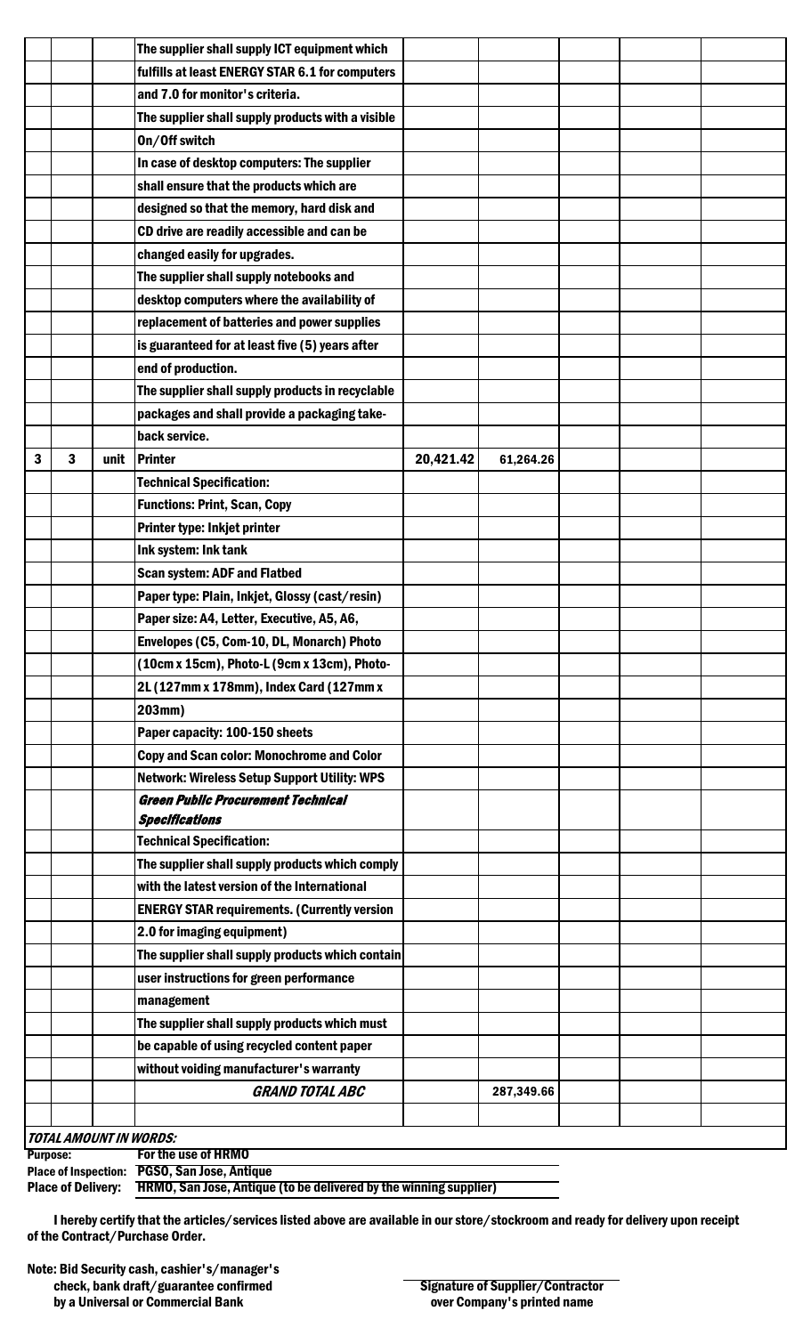| | | | | | | | |
|---|---|---|---|---|---|---|---|
| | | | The supplier shall supply ICT equipment which | | | | |
| | | | fulfills at least ENERGY STAR 6.1 for computers | | | | |
| | | | and 7.0 for monitor's criteria. | | | | |
| | | | The supplier shall supply products with a visible | | | | |
| | | | On/Off switch | | | | |
| | | | In case of desktop computers: The supplier | | | | |
| | | | shall ensure that the products which are | | | | |
| | | | designed so that the memory, hard disk and | | | | |
| | | | CD drive are readily accessible and can be | | | | |
| | | | changed easily for upgrades. | | | | |
| | | | The supplier shall supply notebooks and | | | | |
| | | | desktop computers where the availability of | | | | |
| | | | replacement of batteries and power supplies | | | | |
| | | | is guaranteed for at least five (5) years after | | | | |
| | | | end of production. | | | | |
| | | | The supplier shall supply products in recyclable | | | | |
| | | | packages and shall provide a packaging take- | | | | |
| | | | back service. | | | | |
| **3** | **3** | **unit** | **Printer** | **20,421.42** | **61,264.26** | | |
| | | | Technical Specification: | | | | |
| | | | Functions: Print, Scan, Copy | | | | |
| | | | Printer type: Inkjet printer | | | | |
| | | | Ink system: Ink tank | | | | |
| | | | Scan system: ADF and Flatbed | | | | |
| | | | Paper type: Plain, Inkjet, Glossy (cast/resin) | | | | |
| | | | Paper size: A4, Letter, Executive, A5, A6, | | | | |
| | | | Envelopes (C5, Com-10, DL, Monarch) Photo | | | | |
| | | | (10cm x 15cm), Photo-L (9cm x 13cm), Photo- | | | | |
| | | | 2L (127mm x 178mm), Index Card (127mm x | | | | |
| | | | 203mm) | | | | |
| | | | Paper capacity: 100-150 sheets | | | | |
| | | | Copy and Scan color: Monochrome and Color | | | | |
| | | | Network: Wireless Setup Support Utility: WPS | | | | |
| | | | ***Green Public Procurement Technical Specifications*** | | | | |
| | | | Technical Specification: | | | | |
| | | | The supplier shall supply products which comply | | | | |
| | | | with the latest version of the International | | | | |
| | | | ENERGY STAR requirements. (Currently version | | | | |
| | | | 2.0 for imaging equipment) | | | | |
| | | | The supplier shall supply products which contain | | | | |
| | | | user instructions for green performance | | | | |
| | | | management | | | | |
| | | | The supplier shall supply products which must | | | | |
| | | | be capable of using recycled content paper | | | | |
| | | | without voiding manufacturer's warranty | | | | |
| | | | ***GRAND TOTAL ABC*** | | **287,349.66** | | |
| | | | | | | | |

***TOTAL AMOUNT IN WORDS:***

**Purpose:** For the use of HRMO
**Place of Inspection:** PGSO, San Jose, Antique
**Place of Delivery:** HRMO, San Jose, Antique (to be delivered by the winning supplier)

I hereby certify that the articles/services listed above are available in our store/stockroom and ready for delivery upon receipt of the Contract/Purchase Order.

Note: Bid Security cash, cashier's/manager's check, bank draft/guarantee confirmed by a Universal or Commercial Bank

Signature of Supplier/Contractor over Company's printed name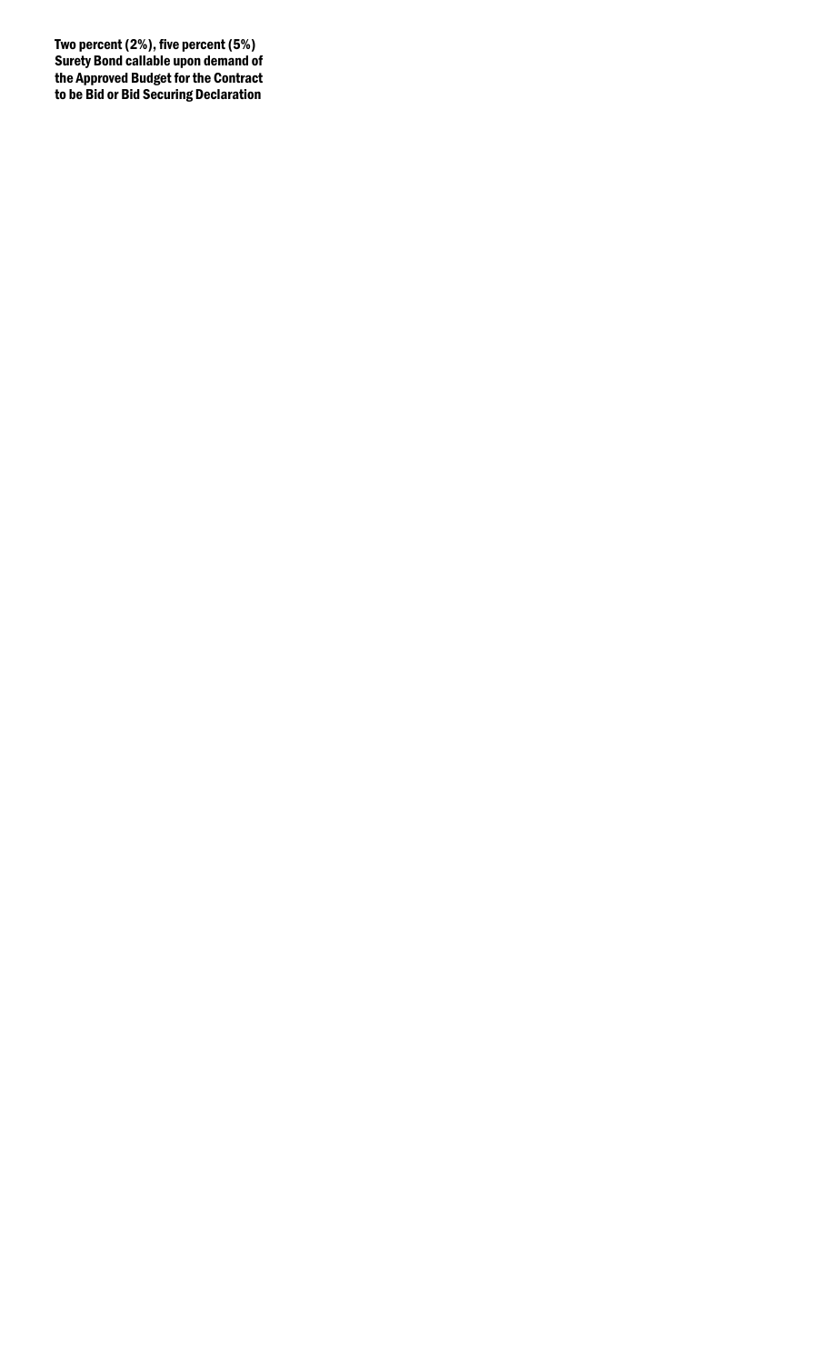**Two percent (2%), five percent (5%) Surety Bond callable upon demand of the Approved Budget for the Contract to be Bid or Bid Securing Declaration**